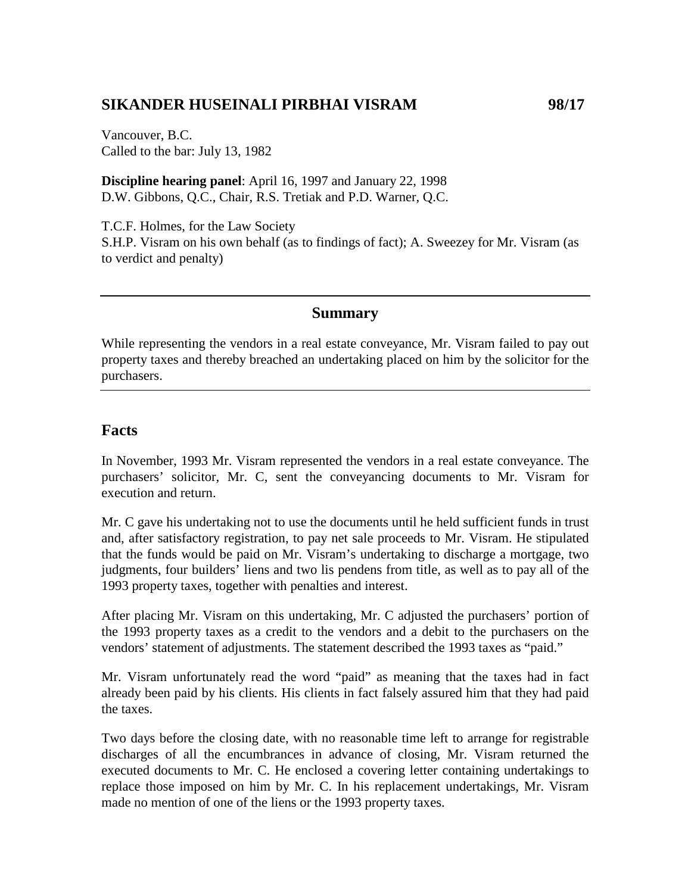# SIKANDER HUSEINALI PIRBHAI VISRAM 98/17

Vancouver, B.C.
Called to the bar: July 13, 1982

**Discipline hearing panel**: April 16, 1997 and January 22, 1998
D.W. Gibbons, Q.C., Chair, R.S. Tretiak and P.D. Warner, Q.C.

T.C.F. Holmes, for the Law Society
S.H.P. Visram on his own behalf (as to findings of fact); A. Sweezey for Mr. Visram (as to verdict and penalty)

---

## Summary

While representing the vendors in a real estate conveyance, Mr. Visram failed to pay out property taxes and thereby breached an undertaking placed on him by the solicitor for the purchasers.

---

## Facts

In November, 1993 Mr. Visram represented the vendors in a real estate conveyance. The purchasers' solicitor, Mr. C, sent the conveyancing documents to Mr. Visram for execution and return.

Mr. C gave his undertaking not to use the documents until he held sufficient funds in trust and, after satisfactory registration, to pay net sale proceeds to Mr. Visram. He stipulated that the funds would be paid on Mr. Visram's undertaking to discharge a mortgage, two judgments, four builders' liens and two lis pendens from title, as well as to pay all of the 1993 property taxes, together with penalties and interest.

After placing Mr. Visram on this undertaking, Mr. C adjusted the purchasers' portion of the 1993 property taxes as a credit to the vendors and a debit to the purchasers on the vendors' statement of adjustments. The statement described the 1993 taxes as "paid."

Mr. Visram unfortunately read the word "paid" as meaning that the taxes had in fact already been paid by his clients. His clients in fact falsely assured him that they had paid the taxes.

Two days before the closing date, with no reasonable time left to arrange for registrable discharges of all the encumbrances in advance of closing, Mr. Visram returned the executed documents to Mr. C. He enclosed a covering letter containing undertakings to replace those imposed on him by Mr. C. In his replacement undertakings, Mr. Visram made no mention of one of the liens or the 1993 property taxes.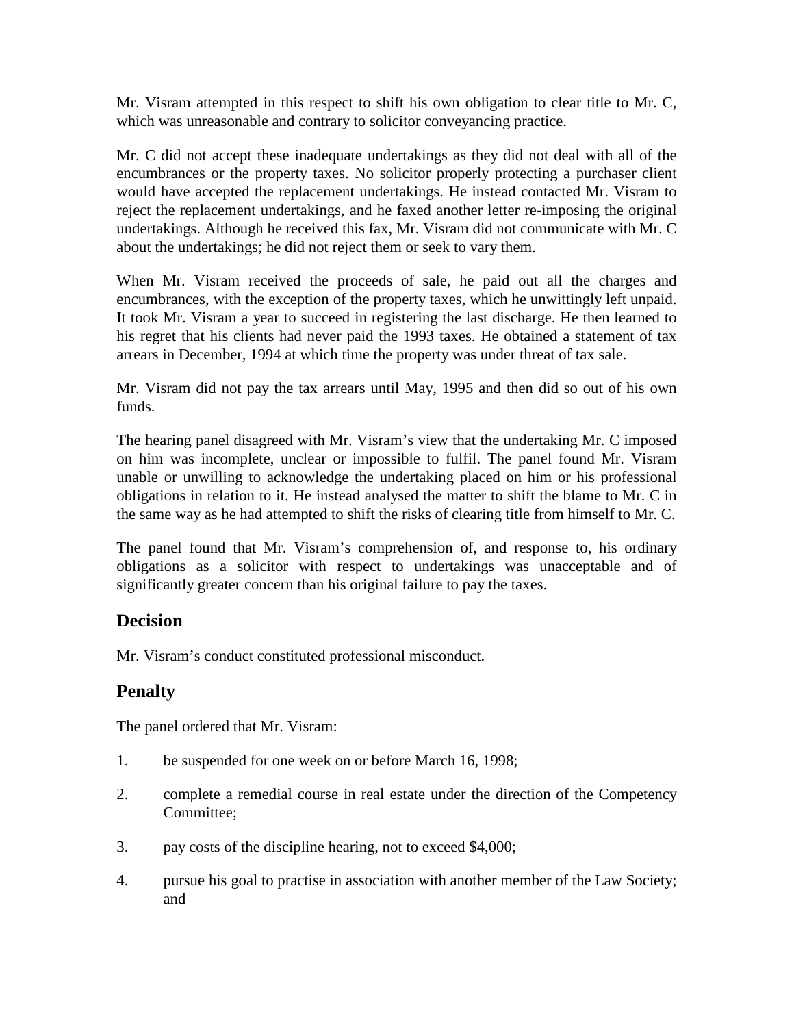Mr. Visram attempted in this respect to shift his own obligation to clear title to Mr. C, which was unreasonable and contrary to solicitor conveyancing practice.

Mr. C did not accept these inadequate undertakings as they did not deal with all of the encumbrances or the property taxes. No solicitor properly protecting a purchaser client would have accepted the replacement undertakings. He instead contacted Mr. Visram to reject the replacement undertakings, and he faxed another letter re-imposing the original undertakings. Although he received this fax, Mr. Visram did not communicate with Mr. C about the undertakings; he did not reject them or seek to vary them.

When Mr. Visram received the proceeds of sale, he paid out all the charges and encumbrances, with the exception of the property taxes, which he unwittingly left unpaid. It took Mr. Visram a year to succeed in registering the last discharge. He then learned to his regret that his clients had never paid the 1993 taxes. He obtained a statement of tax arrears in December, 1994 at which time the property was under threat of tax sale.

Mr. Visram did not pay the tax arrears until May, 1995 and then did so out of his own funds.

The hearing panel disagreed with Mr. Visram's view that the undertaking Mr. C imposed on him was incomplete, unclear or impossible to fulfil. The panel found Mr. Visram unable or unwilling to acknowledge the undertaking placed on him or his professional obligations in relation to it. He instead analysed the matter to shift the blame to Mr. C in the same way as he had attempted to shift the risks of clearing title from himself to Mr. C.

The panel found that Mr. Visram's comprehension of, and response to, his ordinary obligations as a solicitor with respect to undertakings was unacceptable and of significantly greater concern than his original failure to pay the taxes.

## Decision

Mr. Visram's conduct constituted professional misconduct.

## Penalty

The panel ordered that Mr. Visram:

1. be suspended for one week on or before March 16, 1998;
2. complete a remedial course in real estate under the direction of the Competency Committee;
3. pay costs of the discipline hearing, not to exceed $4,000;
4. pursue his goal to practise in association with another member of the Law Society; and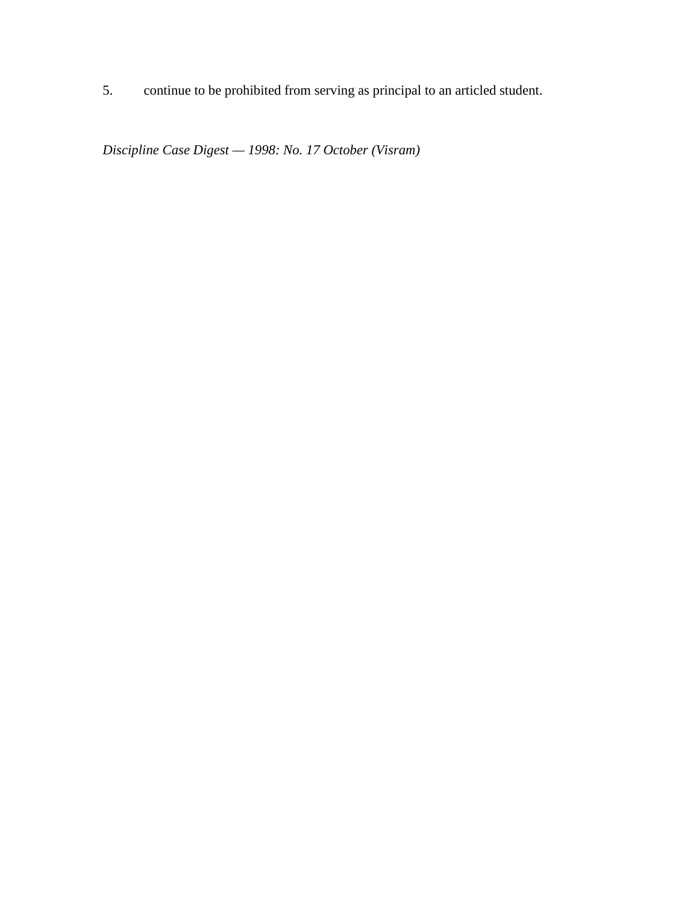5. continue to be prohibited from serving as principal to an articled student.

*Discipline Case Digest — 1998: No. 17 October (Visram)*